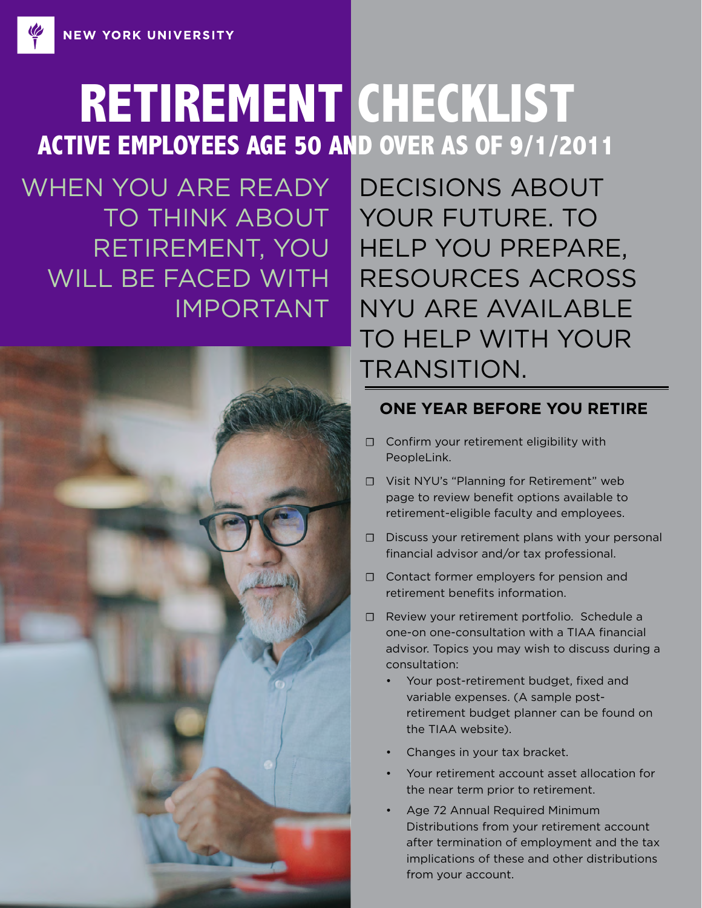NEW YORK UNIVERSITY

# RETIREMENT CHECKLIST

## ACTIVE EMPLOYEES AGE 50 AND OVER AS OF 9/1/2011

WHEN YOU ARE READY TO THINK ABOUT RETIREMENT, YOU WILL BE FACED WITH IMPORTANT DECISIONS ABOUT YOUR FUTURE. TO HELP YOU PREPARE, RESOURCES ACROSS NYU ARE AVAILABLE TO HELP WITH YOUR TRANSITION.

### ONE YEAR BEFORE YOU RETIRE

- ☐ Confirm your retirement eligibility with PeopleLink.
- ☐ Visit NYU's "Planning for Retirement" web page to review benefit options available to retirement-eligible faculty and employees.
- ☐ Discuss your retirement plans with your personal financial advisor and/or tax professional.
- ☐ Contact former employers for pension and retirement benefits information.
- ☐ Review your retirement portfolio. Schedule a one-on one-consultation with a TIAA financial advisor. Topics you may wish to discuss during a consultation:
  - Your post-retirement budget, fixed and variable expenses. (A sample post-retirement budget planner can be found on the TIAA website).
  - Changes in your tax bracket.
  - Your retirement account asset allocation for the near term prior to retirement.
  - Age 72 Annual Required Minimum Distributions from your retirement account after termination of employment and the tax implications of these and other distributions from your account.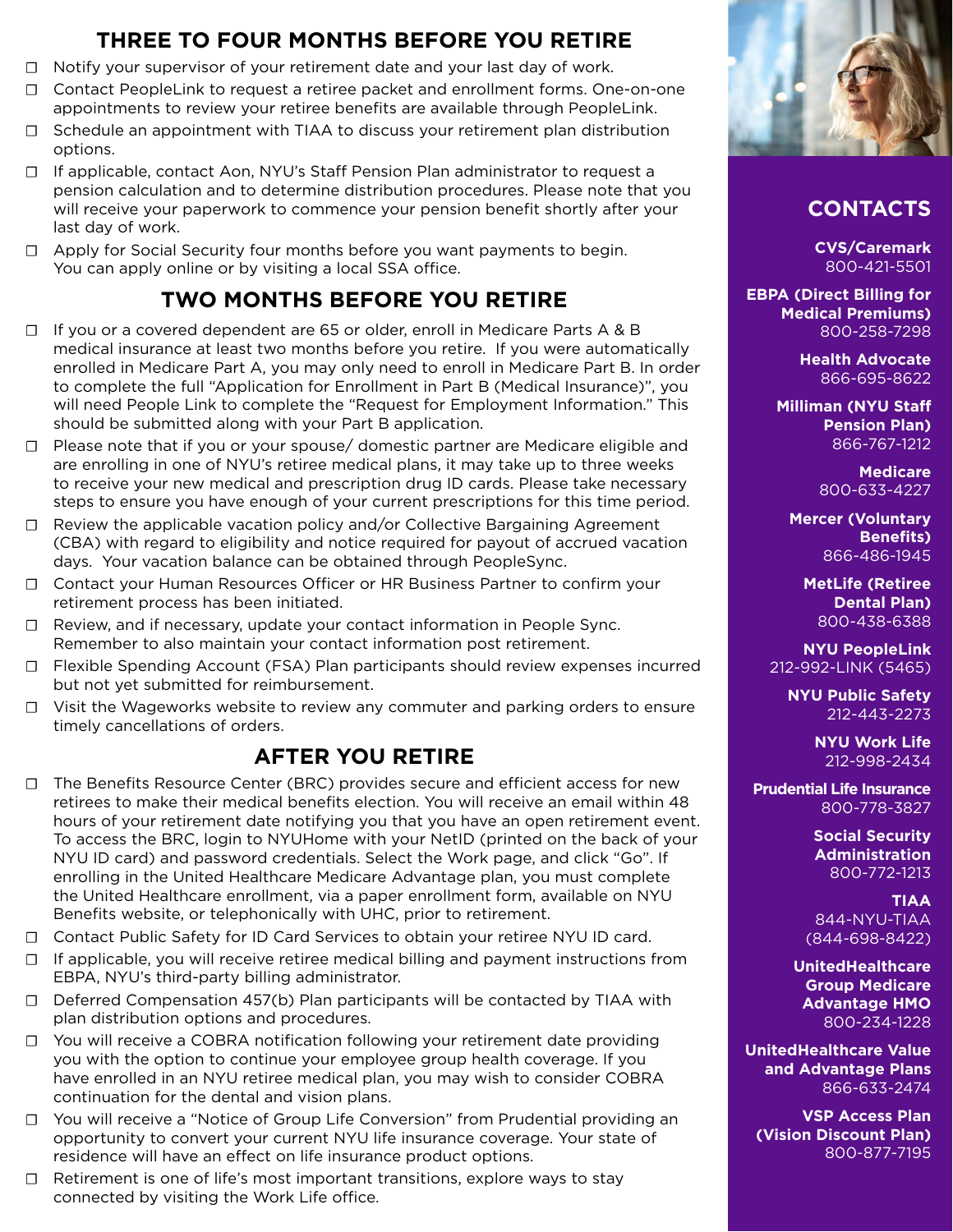## THREE TO FOUR MONTHS BEFORE YOU RETIRE

- ☐ Notify your supervisor of your retirement date and your last day of work.
- ☐ Contact PeopleLink to request a retiree packet and enrollment forms. One-on-one appointments to review your retiree benefits are available through PeopleLink.
- ☐ Schedule an appointment with TIAA to discuss your retirement plan distribution options.
- ☐ If applicable, contact Aon, NYU's Staff Pension Plan administrator to request a pension calculation and to determine distribution procedures. Please note that you will receive your paperwork to commence your pension benefit shortly after your last day of work.
- ☐ Apply for Social Security four months before you want payments to begin. You can apply online or by visiting a local SSA office.

## TWO MONTHS BEFORE YOU RETIRE

- ☐ If you or a covered dependent are 65 or older, enroll in Medicare Parts A & B medical insurance at least two months before you retire. If you were automatically enrolled in Medicare Part A, you may only need to enroll in Medicare Part B. In order to complete the full "Application for Enrollment in Part B (Medical Insurance)", you will need People Link to complete the "Request for Employment Information." This should be submitted along with your Part B application.
- ☐ Please note that if you or your spouse/ domestic partner are Medicare eligible and are enrolling in one of NYU's retiree medical plans, it may take up to three weeks to receive your new medical and prescription drug ID cards. Please take necessary steps to ensure you have enough of your current prescriptions for this time period.
- ☐ Review the applicable vacation policy and/or Collective Bargaining Agreement (CBA) with regard to eligibility and notice required for payout of accrued vacation days. Your vacation balance can be obtained through PeopleSync.
- ☐ Contact your Human Resources Officer or HR Business Partner to confirm your retirement process has been initiated.
- ☐ Review, and if necessary, update your contact information in People Sync. Remember to also maintain your contact information post retirement.
- ☐ Flexible Spending Account (FSA) Plan participants should review expenses incurred but not yet submitted for reimbursement.
- ☐ Visit the Wageworks website to review any commuter and parking orders to ensure timely cancellations of orders.

## AFTER YOU RETIRE

- ☐ The Benefits Resource Center (BRC) provides secure and efficient access for new retirees to make their medical benefits election. You will receive an email within 48 hours of your retirement date notifying you that you have an open retirement event. To access the BRC, login to NYUHome with your NetID (printed on the back of your NYU ID card) and password credentials. Select the Work page, and click "Go". If enrolling in the United Healthcare Medicare Advantage plan, you must complete the United Healthcare enrollment, via a paper enrollment form, available on NYU Benefits website, or telephonically with UHC, prior to retirement.
- ☐ Contact Public Safety for ID Card Services to obtain your retiree NYU ID card.
- ☐ If applicable, you will receive retiree medical billing and payment instructions from EBPA, NYU's third-party billing administrator.
- ☐ Deferred Compensation 457(b) Plan participants will be contacted by TIAA with plan distribution options and procedures.
- ☐ You will receive a COBRA notification following your retirement date providing you with the option to continue your employee group health coverage. If you have enrolled in an NYU retiree medical plan, you may wish to consider COBRA continuation for the dental and vision plans.
- ☐ You will receive a "Notice of Group Life Conversion" from Prudential providing an opportunity to convert your current NYU life insurance coverage. Your state of residence will have an effect on life insurance product options.
- ☐ Retirement is one of life's most important transitions, explore ways to stay connected by visiting the Work Life office.

## CONTACTS

**CVS/Caremark**
800-421-5501

**EBPA (Direct Billing for Medical Premiums)**
800-258-7298

**Health Advocate**
866-695-8622

**Milliman (NYU Staff Pension Plan)**
866-767-1212

**Medicare**
800-633-4227

**Mercer (Voluntary Benefits)**
866-486-1945

**MetLife (Retiree Dental Plan)**
800-438-6388

**NYU PeopleLink**
212-992-LINK (5465)

**NYU Public Safety**
212-443-2273

**NYU Work Life**
212-998-2434

**Prudential Life Insurance**
800-778-3827

**Social Security Administration**
800-772-1213

**TIAA**
844-NYU-TIAA
(844-698-8422)

**UnitedHealthcare Group Medicare Advantage HMO**
800-234-1228

**UnitedHealthcare Value and Advantage Plans**
866-633-2474

**VSP Access Plan (Vision Discount Plan)**
800-877-7195